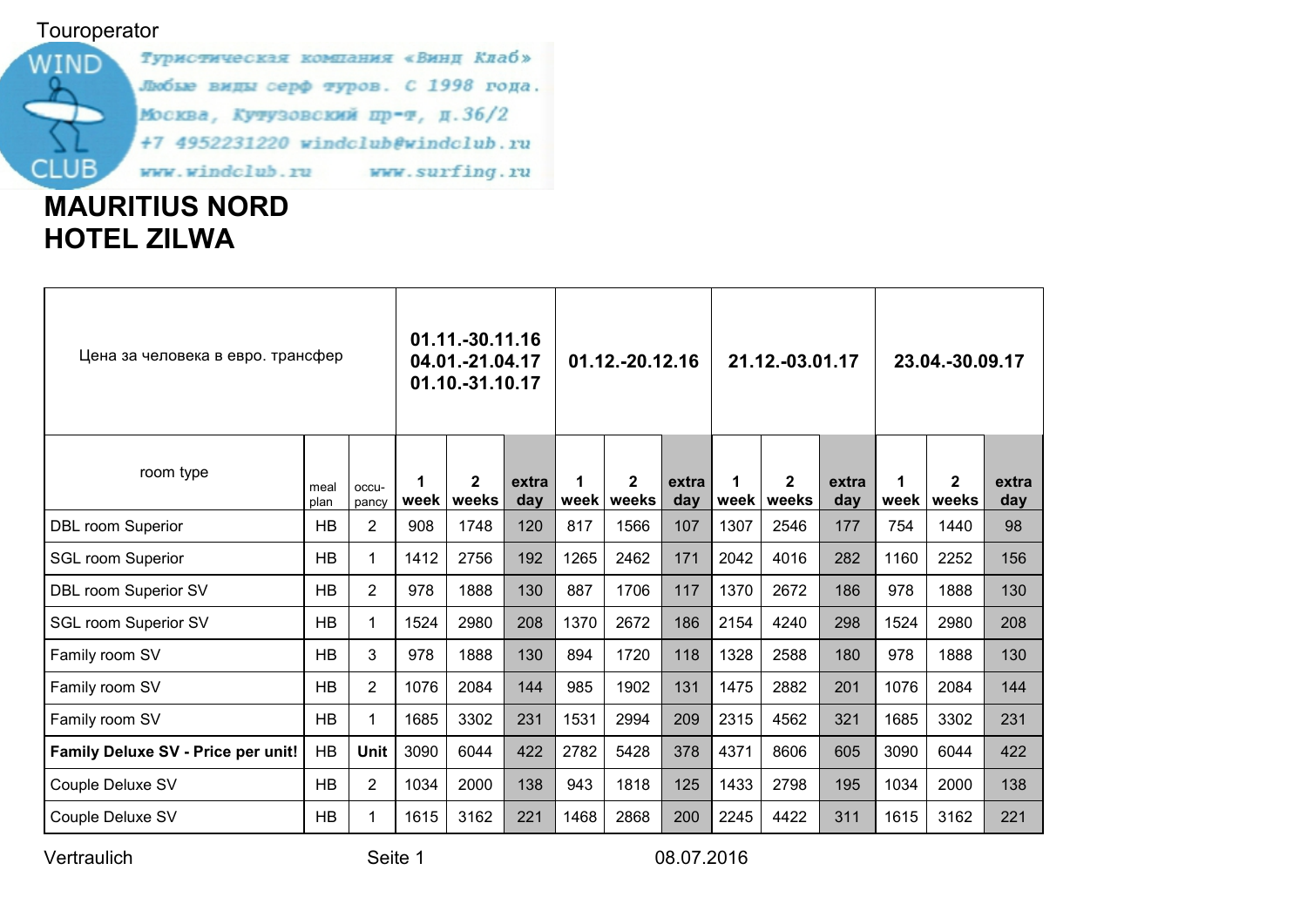Touroperator

WIND CLUB

Туристическая компания «Винд Клаб»
Любые виды серф туров. С 1998 года.
Москва, Кутузовский пр-т, д.36/2
+7 4952231220 windclub@windclub.ru
www.windclub.ru www.surfing.ru

# MAURITIUS NORD
# HOTEL ZILWA

| Цена за человека в евро. трансфер | | | 01.11.-30.11.16 04.01.-21.04.17 01.10.-31.10.17 | | | 01.12.-20.12.16 | | | 21.12.-03.01.17 | | | 23.04.-30.09.17 | | |
|---|---|---|---|---|---|---|---|---|---|---|---|---|---|---|
| room type | meal plan | occu-pancy | 1 week | 2 weeks | extra day | 1 week | 2 weeks | extra day | 1 week | 2 weeks | extra day | 1 week | 2 weeks | extra day |
| DBL room Superior | HB | 2 | 908 | 1748 | 120 | 817 | 1566 | 107 | 1307 | 2546 | 177 | 754 | 1440 | 98 |
| SGL room Superior | HB | 1 | 1412 | 2756 | 192 | 1265 | 2462 | 171 | 2042 | 4016 | 282 | 1160 | 2252 | 156 |
| DBL room Superior SV | HB | 2 | 978 | 1888 | 130 | 887 | 1706 | 117 | 1370 | 2672 | 186 | 978 | 1888 | 130 |
| SGL room Superior SV | HB | 1 | 1524 | 2980 | 208 | 1370 | 2672 | 186 | 2154 | 4240 | 298 | 1524 | 2980 | 208 |
| Family room SV | HB | 3 | 978 | 1888 | 130 | 894 | 1720 | 118 | 1328 | 2588 | 180 | 978 | 1888 | 130 |
| Family room SV | HB | 2 | 1076 | 2084 | 144 | 985 | 1902 | 131 | 1475 | 2882 | 201 | 1076 | 2084 | 144 |
| Family room SV | HB | 1 | 1685 | 3302 | 231 | 1531 | 2994 | 209 | 2315 | 4562 | 321 | 1685 | 3302 | 231 |
| **Family Deluxe SV - Price per unit!** | HB | **Unit** | 3090 | 6044 | 422 | 2782 | 5428 | 378 | 4371 | 8606 | 605 | 3090 | 6044 | 422 |
| Couple Deluxe SV | HB | 2 | 1034 | 2000 | 138 | 943 | 1818 | 125 | 1433 | 2798 | 195 | 1034 | 2000 | 138 |
| Couple Deluxe SV | HB | 1 | 1615 | 3162 | 221 | 1468 | 2868 | 200 | 2245 | 4422 | 311 | 1615 | 3162 | 221 |

Vertraulich Seite 1 08.07.2016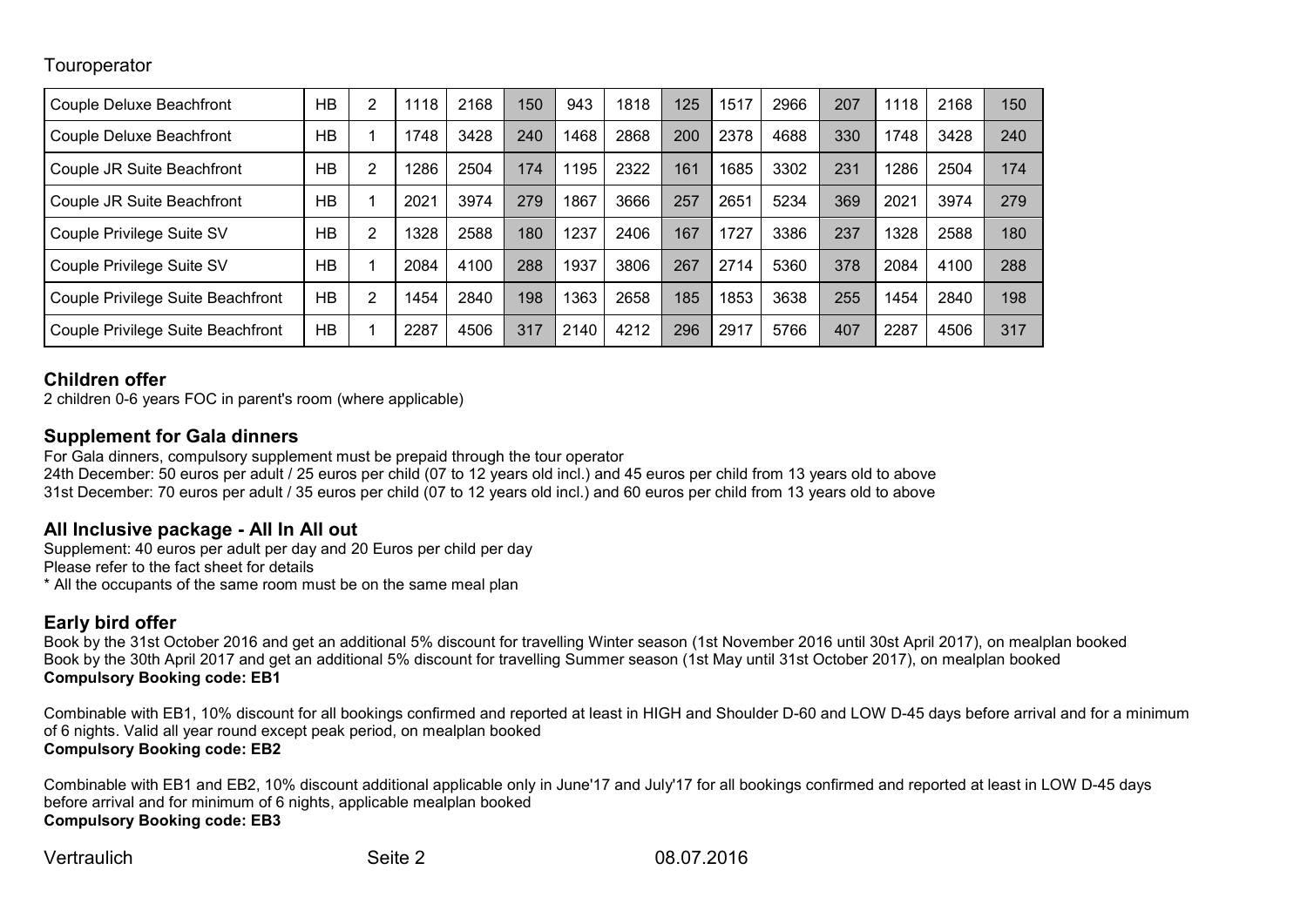Touroperator

| | | | | | | | | | | | | | | |
|---|---|---|---|---|---|---|---|---|---|---|---|---|---|---|
| Couple Deluxe Beachfront | HB | 2 | 1118 | 2168 | 150 | 943 | 1818 | 125 | 1517 | 2966 | 207 | 1118 | 2168 | 150 |
| Couple Deluxe Beachfront | HB | 1 | 1748 | 3428 | 240 | 1468 | 2868 | 200 | 2378 | 4688 | 330 | 1748 | 3428 | 240 |
| Couple JR Suite Beachfront | HB | 2 | 1286 | 2504 | 174 | 1195 | 2322 | 161 | 1685 | 3302 | 231 | 1286 | 2504 | 174 |
| Couple JR Suite Beachfront | HB | 1 | 2021 | 3974 | 279 | 1867 | 3666 | 257 | 2651 | 5234 | 369 | 2021 | 3974 | 279 |
| Couple Privilege Suite SV | HB | 2 | 1328 | 2588 | 180 | 1237 | 2406 | 167 | 1727 | 3386 | 237 | 1328 | 2588 | 180 |
| Couple Privilege Suite SV | HB | 1 | 2084 | 4100 | 288 | 1937 | 3806 | 267 | 2714 | 5360 | 378 | 2084 | 4100 | 288 |
| Couple Privilege Suite Beachfront | HB | 2 | 1454 | 2840 | 198 | 1363 | 2658 | 185 | 1853 | 3638 | 255 | 1454 | 2840 | 198 |
| Couple Privilege Suite Beachfront | HB | 1 | 2287 | 4506 | 317 | 2140 | 4212 | 296 | 2917 | 5766 | 407 | 2287 | 4506 | 317 |

## Children offer

2 children 0-6 years FOC in parent's room (where applicable)

## Supplement for Gala dinners

For Gala dinners, compulsory supplement must be prepaid through the tour operator
24th December: 50 euros per adult / 25 euros per child (07 to 12 years old incl.) and 45 euros per child from 13 years old to above
31st December: 70 euros per adult / 35 euros per child (07 to 12 years old incl.) and 60 euros per child from 13 years old to above

## All Inclusive package - All In All out

Supplement: 40 euros per adult per day and 20 Euros per child per day
Please refer to the fact sheet for details
* All the occupants of the same room must be on the same meal plan

## Early bird offer

Book by the 31st October 2016 and get an additional 5% discount for travelling Winter season (1st November 2016 until 30st April 2017), on mealplan booked
Book by the 30th April 2017 and get an additional 5% discount for travelling Summer season (1st May until 31st October 2017), on mealplan booked
**Compulsory Booking code: EB1**

Combinable with EB1, 10% discount for all bookings confirmed and reported at least in HIGH and Shoulder D-60 and LOW D-45 days before arrival and for a minimum of 6 nights. Valid all year round except peak period, on mealplan booked
**Compulsory Booking code: EB2**

Combinable with EB1 and EB2, 10% discount additional applicable only in June'17 and July'17 for all bookings confirmed and reported at least in LOW D-45 days before arrival and for minimum of 6 nights, applicable mealplan booked
**Compulsory Booking code: EB3**

Vertraulich 08.07.2016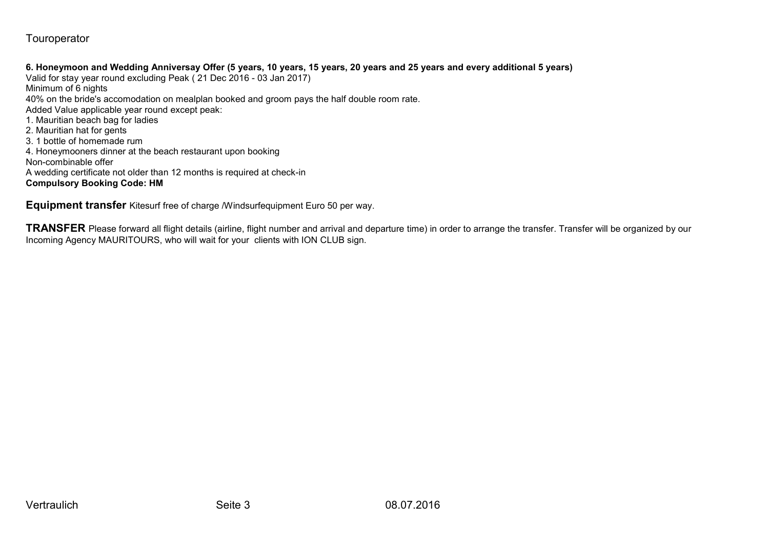Touroperator

**6. Honeymoon and Wedding Anniversay Offer (5 years, 10 years, 15 years, 20 years and 25 years and every additional 5 years)**

Valid for stay year round excluding Peak ( 21 Dec 2016 - 03 Jan 2017)
Minimum of 6 nights
40% on the bride's accomodation on mealplan booked and groom pays the half double room rate.
Added Value applicable year round except peak:

1. Mauritian beach bag for ladies
2. Mauritian hat for gents
3. 1 bottle of homemade rum
4. Honeymooners dinner at the beach restaurant upon booking

Non-combinable offer
A wedding certificate not older than 12 months is required at check-in
**Compulsory Booking Code: HM**

**Equipment transfer** Kitesurf free of charge /Windsurfequipment Euro 50 per way.

**TRANSFER** Please forward all flight details (airline, flight number and arrival and departure time) in order to arrange the transfer. Transfer will be organized by our Incoming Agency MAURITOURS, who will wait for your clients with ION CLUB sign.

Vertraulich 08.07.2016